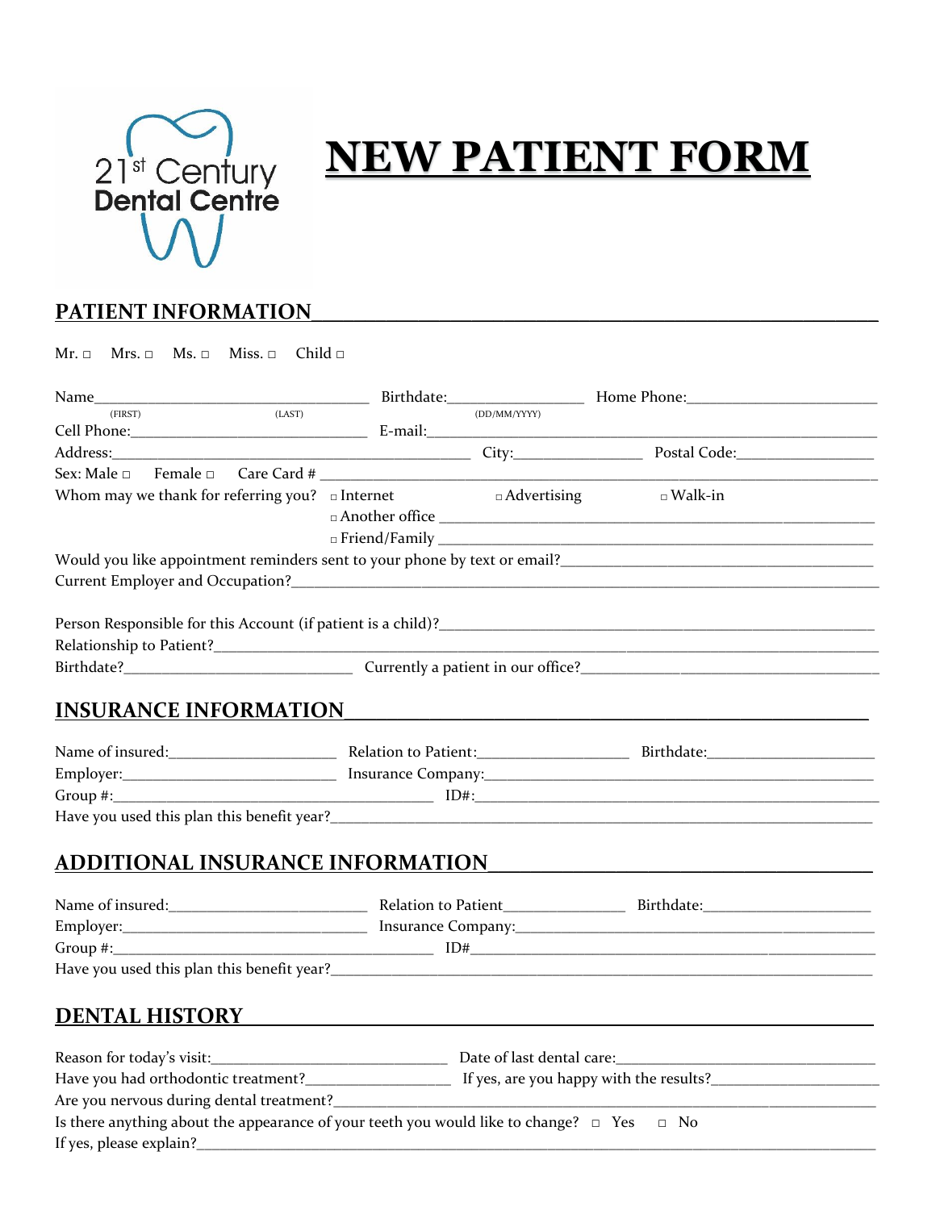21st Century Dental Centre

# NEW PATIENT FORM

## PATIENT INFORMATION

Mr. □ Mrs. □ Ms. □ Miss. □ Child □

Name_________________________________ Birthdate:________________ Home Phone:________________________
(FIRST) (LAST) (DD/MM/YYYY)

Cell Phone:____________________________ E-mail:_____________________________________________________

Address:_____________________________________________ City:________________ Postal Code:________________

Sex: Male □ Female □ Care Card # ___________________________________________________________________

Whom may we thank for referring you? □ Internet □ Advertising □ Walk-in

□ Another office ________________________________________________

□ Friend/Family ________________________________________________

Would you like appointment reminders sent to your phone by text or email?_______________________________________

Current Employer and Occupation?____________________________________________________________________

Person Responsible for this Account (if patient is a child)?____________________________________________________

Relationship to Patient?____________________________________________________________________________

Birthdate?____________________________ Currently a patient in our office?_______________________________________

## INSURANCE INFORMATION

Name of insured:____________________ Relation to Patient:__________________ Birthdate:_____________________

Employer:__________________________ Insurance Company:____________________________________________

Group #:_________________________________________ ID#:____________________________________________

Have you used this plan this benefit year?_____________________________________________________________

## ADDITIONAL INSURANCE INFORMATION

Name of insured:________________________ Relation to Patient_______________ Birthdate:_____________________

Employer:_____________________________ Insurance Company:______________________________________________

Group #:_________________________________________ ID#____________________________________________

Have you used this plan this benefit year?_____________________________________________________________

## DENTAL HISTORY

Reason for today's visit:_____________________________ Date of last dental care:________________________________

Have you had orthodontic treatment?__________________ If yes, are you happy with the results?_____________________

Are you nervous during dental treatment?________________________________________________________________

Is there anything about the appearance of your teeth you would like to change? □ Yes □ No

If yes, please explain?_____________________________________________________________________________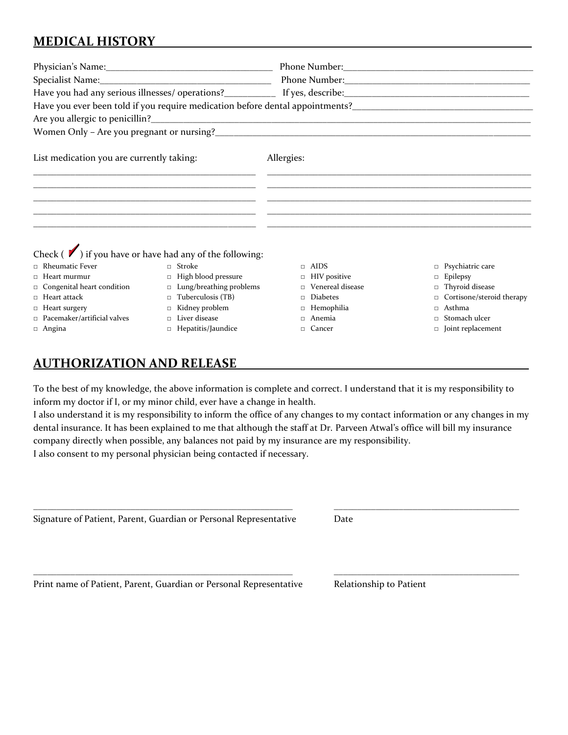## MEDICAL HISTORY

Physician's Name:_________________________________ Phone Number:_________________________________

Specialist Name:_________________________________ Phone Number:_________________________________

Have you had any serious illnesses/ operations?__________ If yes, describe:_________________________________

Have you ever been told if you require medication before dental appointments?_________________________________

Are you allergic to penicillin?_________________________________

Women Only – Are you pregnant or nursing?_________________________________

List medication you are currently taking:

_________________________________
_________________________________
_________________________________
_________________________________
_________________________________

Allergies:

_________________________________
_________________________________
_________________________________
_________________________________
_________________________________

Check ( ✓ ) if you have or have had any of the following:

| | | | |
|---|---|---|---|
| □ Rheumatic Fever | □ Stroke | □ AIDS | □ Psychiatric care |
| □ Heart murmur | □ High blood pressure | □ HIV positive | □ Epilepsy |
| □ Congenital heart condition | □ Lung/breathing problems | □ Venereal disease | □ Thyroid disease |
| □ Heart attack | □ Tuberculosis (TB) | □ Diabetes | □ Cortisone/steroid therapy |
| □ Heart surgery | □ Kidney problem | □ Hemophilia | □ Asthma |
| □ Pacemaker/artificial valves | □ Liver disease | □ Anemia | □ Stomach ulcer |
| □ Angina | □ Hepatitis/Jaundice | □ Cancer | □ Joint replacement |

## AUTHORIZATION AND RELEASE

To the best of my knowledge, the above information is complete and correct. I understand that it is my responsibility to inform my doctor if I, or my minor child, ever have a change in health.

I also understand it is my responsibility to inform the office of any changes to my contact information or any changes in my dental insurance. It has been explained to me that although the staff at Dr. Parveen Atwal's office will bill my insurance company directly when possible, any balances not paid by my insurance are my responsibility.

I also consent to my personal physician being contacted if necessary.

_________________________________ _________________________________

Signature of Patient, Parent, Guardian or Personal Representative Date

_________________________________ _________________________________

Print name of Patient, Parent, Guardian or Personal Representative Relationship to Patient